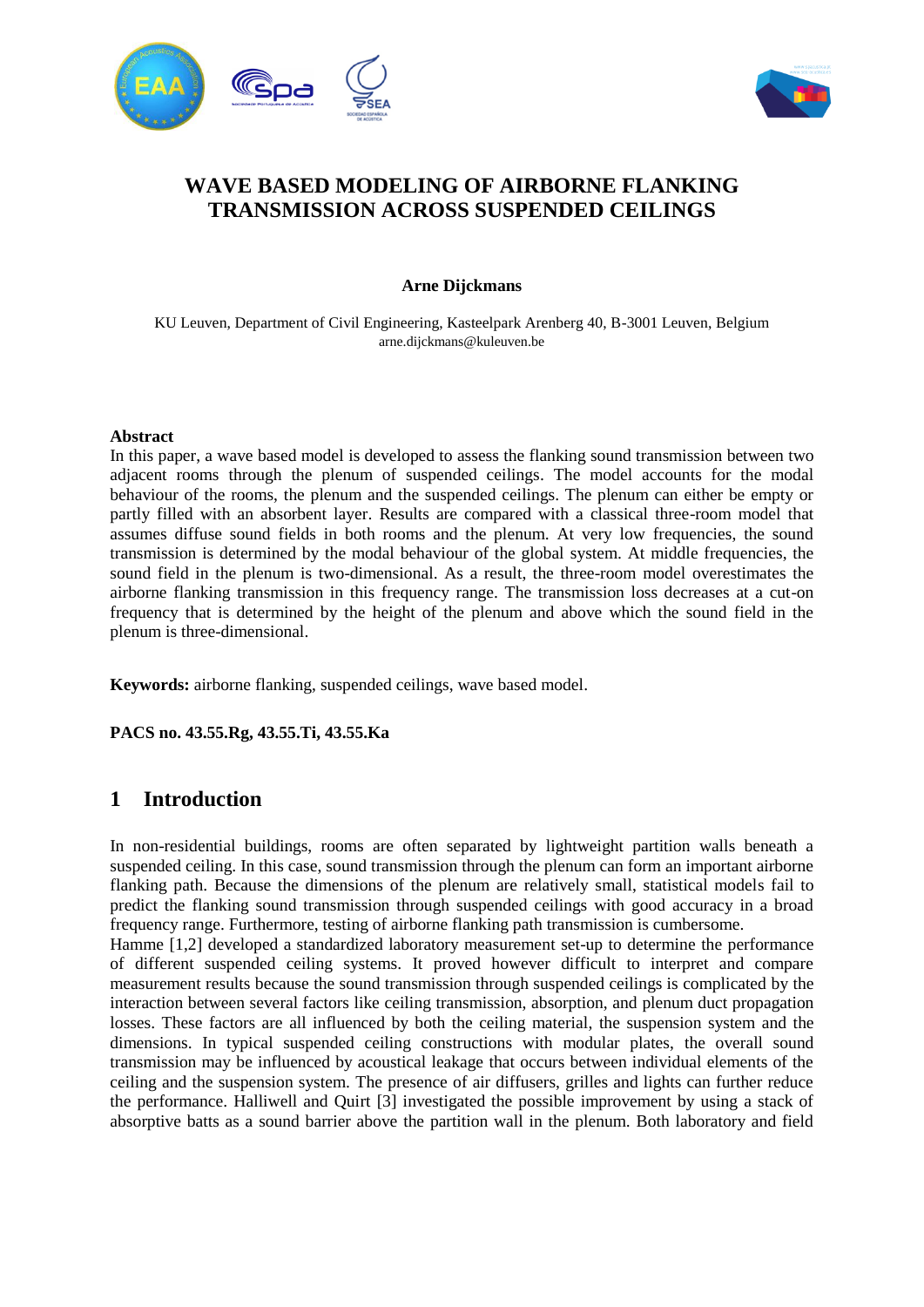# WAVE BASED MODELING OF AIRBORNE FLANKING TRANSMISSION ACROSS SUSPENDED CEILINGS

**Arne Dijckmans**

KU Leuven, Department of Civil Engineering, Kasteelpark Arenberg 40, B-3001 Leuven, Belgium
arne.dijckmans@kuleuven.be

**Abstract**

In this paper, a wave based model is developed to assess the flanking sound transmission between two adjacent rooms through the plenum of suspended ceilings. The model accounts for the modal behaviour of the rooms, the plenum and the suspended ceilings. The plenum can either be empty or partly filled with an absorbent layer. Results are compared with a classical three-room model that assumes diffuse sound fields in both rooms and the plenum. At very low frequencies, the sound transmission is determined by the modal behaviour of the global system. At middle frequencies, the sound field in the plenum is two-dimensional. As a result, the three-room model overestimates the airborne flanking transmission in this frequency range. The transmission loss decreases at a cut-on frequency that is determined by the height of the plenum and above which the sound field in the plenum is three-dimensional.

**Keywords:** airborne flanking, suspended ceilings, wave based model.

**PACS no. 43.55.Rg, 43.55.Ti, 43.55.Ka**

## 1 Introduction

In non-residential buildings, rooms are often separated by lightweight partition walls beneath a suspended ceiling. In this case, sound transmission through the plenum can form an important airborne flanking path. Because the dimensions of the plenum are relatively small, statistical models fail to predict the flanking sound transmission through suspended ceilings with good accuracy in a broad frequency range. Furthermore, testing of airborne flanking path transmission is cumbersome.

Hamme [1,2] developed a standardized laboratory measurement set-up to determine the performance of different suspended ceiling systems. It proved however difficult to interpret and compare measurement results because the sound transmission through suspended ceilings is complicated by the interaction between several factors like ceiling transmission, absorption, and plenum duct propagation losses. These factors are all influenced by both the ceiling material, the suspension system and the dimensions. In typical suspended ceiling constructions with modular plates, the overall sound transmission may be influenced by acoustical leakage that occurs between individual elements of the ceiling and the suspension system. The presence of air diffusers, grilles and lights can further reduce the performance. Halliwell and Quirt [3] investigated the possible improvement by using a stack of absorptive batts as a sound barrier above the partition wall in the plenum. Both laboratory and field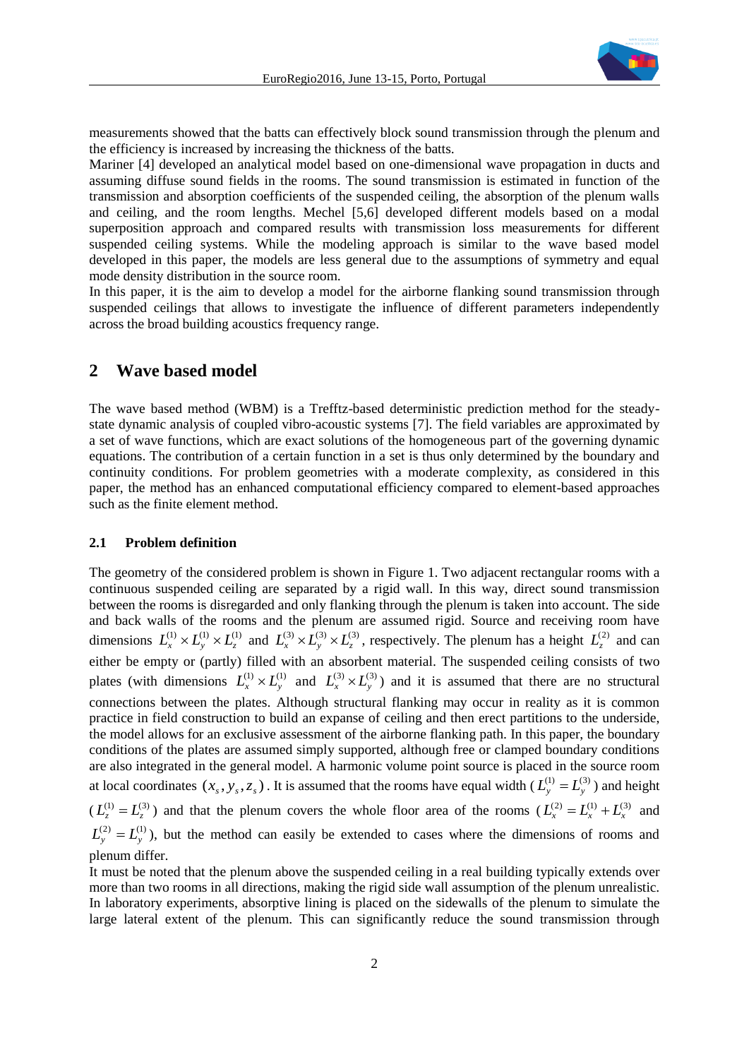measurements showed that the batts can effectively block sound transmission through the plenum and the efficiency is increased by increasing the thickness of the batts.

Mariner [4] developed an analytical model based on one-dimensional wave propagation in ducts and assuming diffuse sound fields in the rooms. The sound transmission is estimated in function of the transmission and absorption coefficients of the suspended ceiling, the absorption of the plenum walls and ceiling, and the room lengths. Mechel [5,6] developed different models based on a modal superposition approach and compared results with transmission loss measurements for different suspended ceiling systems. While the modeling approach is similar to the wave based model developed in this paper, the models are less general due to the assumptions of symmetry and equal mode density distribution in the source room.

In this paper, it is the aim to develop a model for the airborne flanking sound transmission through suspended ceilings that allows to investigate the influence of different parameters independently across the broad building acoustics frequency range.

## 2 Wave based model

The wave based method (WBM) is a Trefftz-based deterministic prediction method for the steady-state dynamic analysis of coupled vibro-acoustic systems [7]. The field variables are approximated by a set of wave functions, which are exact solutions of the homogeneous part of the governing dynamic equations. The contribution of a certain function in a set is thus only determined by the boundary and continuity conditions. For problem geometries with a moderate complexity, as considered in this paper, the method has an enhanced computational efficiency compared to element-based approaches such as the finite element method.

### 2.1 Problem definition

The geometry of the considered problem is shown in Figure 1. Two adjacent rectangular rooms with a continuous suspended ceiling are separated by a rigid wall. In this way, direct sound transmission between the rooms is disregarded and only flanking through the plenum is taken into account. The side and back walls of the rooms and the plenum are assumed rigid. Source and receiving room have dimensions $L_x^{(1)} \times L_y^{(1)} \times L_z^{(1)}$ and $L_x^{(3)} \times L_y^{(3)} \times L_z^{(3)}$, respectively. The plenum has a height $L_z^{(2)}$ and can either be empty or (partly) filled with an absorbent material. The suspended ceiling consists of two plates (with dimensions $L_x^{(1)} \times L_y^{(1)}$ and $L_x^{(3)} \times L_y^{(3)}$) and it is assumed that there are no structural connections between the plates. Although structural flanking may occur in reality as it is common practice in field construction to build an expanse of ceiling and then erect partitions to the underside, the model allows for an exclusive assessment of the airborne flanking path. In this paper, the boundary conditions of the plates are assumed simply supported, although free or clamped boundary conditions are also integrated in the general model. A harmonic volume point source is placed in the source room at local coordinates $(x_s, y_s, z_s)$. It is assumed that the rooms have equal width ($L_y^{(1)} = L_y^{(3)}$) and height ($L_z^{(1)} = L_z^{(3)}$) and that the plenum covers the whole floor area of the rooms ($L_x^{(2)} = L_x^{(1)} + L_x^{(3)}$ and $L_y^{(2)} = L_y^{(1)}$), but the method can easily be extended to cases where the dimensions of rooms and plenum differ.

It must be noted that the plenum above the suspended ceiling in a real building typically extends over more than two rooms in all directions, making the rigid side wall assumption of the plenum unrealistic. In laboratory experiments, absorptive lining is placed on the sidewalls of the plenum to simulate the large lateral extent of the plenum. This can significantly reduce the sound transmission through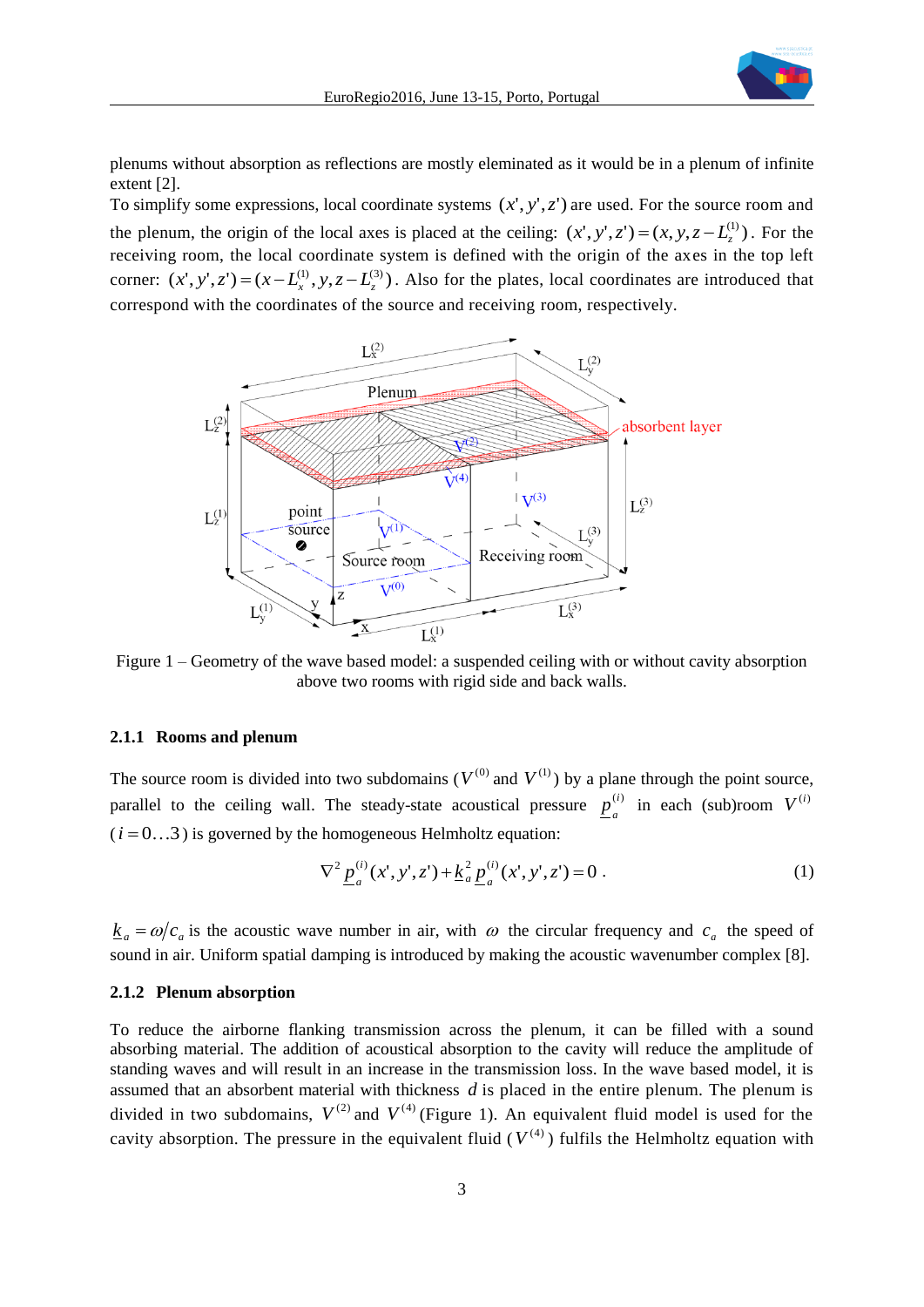plenums without absorption as reflections are mostly eleminated as it would be in a plenum of infinite extent [2].
To simplify some expressions, local coordinate systems $(x', y', z')$ are used. For the source room and the plenum, the origin of the local axes is placed at the ceiling: $(x', y', z') = (x, y, z - L_z^{(1)})$. For the receiving room, the local coordinate system is defined with the origin of the axes in the top left corner: $(x', y', z') = (x - L_x^{(1)}, y, z - L_z^{(3)})$. Also for the plates, local coordinates are introduced that correspond with the coordinates of the source and receiving room, respectively.

Figure 1 – Geometry of the wave based model: a suspended ceiling with or without cavity absorption above two rooms with rigid side and back walls.

### 2.1.1 Rooms and plenum

The source room is divided into two subdomains ($V^{(0)}$ and $V^{(1)}$) by a plane through the point source, parallel to the ceiling wall. The steady-state acoustical pressure $\underline{p}_a^{(i)}$ in each (sub)room $V^{(i)}$ ($i = 0 \ldots 3$) is governed by the homogeneous Helmholtz equation:

$$\nabla^2 \underline{p}_a^{(i)}(x', y', z') + \underline{k}_a^2 \underline{p}_a^{(i)}(x', y', z') = 0 \,. \tag{1}$$

$\underline{k}_a = \omega / c_a$ is the acoustic wave number in air, with $\omega$ the circular frequency and $c_a$ the speed of sound in air. Uniform spatial damping is introduced by making the acoustic wavenumber complex [8].

### 2.1.2 Plenum absorption

To reduce the airborne flanking transmission across the plenum, it can be filled with a sound absorbing material. The addition of acoustical absorption to the cavity will reduce the amplitude of standing waves and will result in an increase in the transmission loss. In the wave based model, it is assumed that an absorbent material with thickness $d$ is placed in the entire plenum. The plenum is divided in two subdomains, $V^{(2)}$ and $V^{(4)}$ (Figure 1). An equivalent fluid model is used for the cavity absorption. The pressure in the equivalent fluid ($V^{(4)}$) fulfils the Helmholtz equation with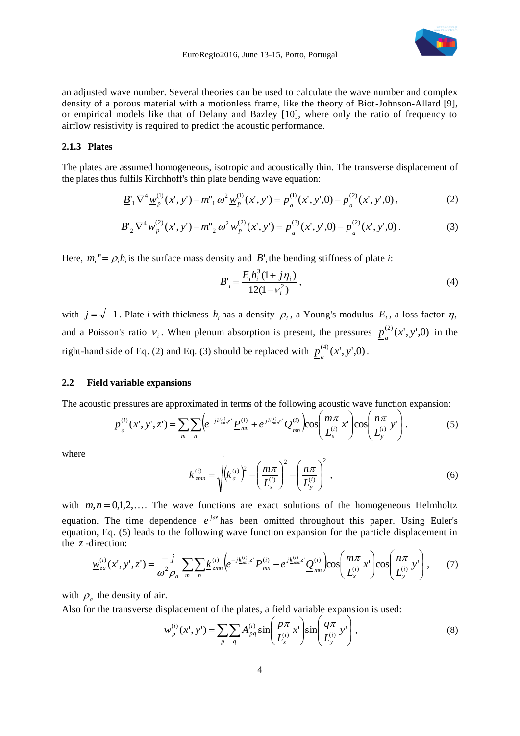an adjusted wave number. Several theories can be used to calculate the wave number and complex density of a porous material with a motionless frame, like the theory of Biot-Johnson-Allard [9], or empirical models like that of Delany and Bazley [10], where only the ratio of frequency to airflow resistivity is required to predict the acoustic performance.

### 2.1.3 Plates

The plates are assumed homogeneous, isotropic and acoustically thin. The transverse displacement of the plates thus fulfils Kirchhoff's thin plate bending wave equation:

$$\underline{B}'_1 \nabla^4 \underline{w}_p^{(1)}(x',y') - m''_1 \omega^2 \underline{w}_p^{(1)}(x',y') = \underline{p}_a^{(1)}(x',y',0) - \underline{p}_a^{(2)}(x',y',0)\,, \tag{2}$$

$$\underline{B}'_2 \nabla^4 \underline{w}_p^{(2)}(x',y') - m''_2 \omega^2 \underline{w}_p^{(2)}(x',y') = \underline{p}_a^{(3)}(x',y',0) - \underline{p}_a^{(2)}(x',y',0)\,. \tag{3}$$

Here, $m_i'' = \rho_i h_i$ is the surface mass density and $\underline{B}'_i$ the bending stiffness of plate *i*:

$$\underline{B}'_i = \frac{E_i h_i^3 (1 + j\eta_i)}{12(1 - \nu_i^2)}\,, \tag{4}$$

with $j = \sqrt{-1}$. Plate *i* with thickness $h_i$ has a density $\rho_i$, a Young's modulus $E_i$, a loss factor $\eta_i$ and a Poisson's ratio $\nu_i$. When plenum absorption is present, the pressures $\underline{p}_a^{(2)}(x',y',0)$ in the right-hand side of Eq. (2) and Eq. (3) should be replaced with $\underline{p}_a^{(4)}(x',y',0)$.

## 2.2 Field variable expansions

The acoustic pressures are approximated in terms of the following acoustic wave function expansion:

$$\underline{p}_a^{(i)}(x',y',z') = \sum_m \sum_n \left( e^{-j\underline{k}_{zmn}^{(i)} z'} \underline{P}_{mn}^{(i)} + e^{j\underline{k}_{zmn}^{(i)} z'} \underline{Q}_{mn}^{(i)} \right) \cos\left( \frac{m\pi}{L_x^{(i)}} x' \right) \cos\left( \frac{n\pi}{L_y^{(i)}} y' \right). \tag{5}$$

where

$$\underline{k}_{zmn}^{(i)} = \sqrt{\left(\underline{k}_a^{(i)}\right)^2 - \left(\frac{m\pi}{L_x^{(i)}}\right)^2 - \left(\frac{n\pi}{L_y^{(i)}}\right)^2}\,, \tag{6}$$

with $m,n = 0,1,2,\ldots$. The wave functions are exact solutions of the homogeneous Helmholtz equation. The time dependence $e^{j\omega t}$ has been omitted throughout this paper. Using Euler's equation, Eq. (5) leads to the following wave function expansion for the particle displacement in the $z$-direction:

$$\underline{w}_{za}^{(i)}(x',y',z') = \frac{-j}{\omega^2 \rho_a} \sum_m \sum_n \underline{k}_{zmn}^{(i)} \left( e^{-j\underline{k}_{zmn}^{(i)} z'} \underline{P}_{mn}^{(i)} - e^{j\underline{k}_{zmn}^{(i)} z'} \underline{Q}_{mn}^{(i)} \right) \cos\left( \frac{m\pi}{L_x^{(i)}} x' \right) \cos\left( \frac{n\pi}{L_y^{(i)}} y' \right), \tag{7}$$

with $\rho_a$ the density of air.

Also for the transverse displacement of the plates, a field variable expansion is used:

$$\underline{w}_p^{(i)}(x',y') = \sum_p \sum_q \underline{A}_{pq}^{(i)} \sin\left( \frac{p\pi}{L_x^{(i)}} x' \right) \sin\left( \frac{q\pi}{L_y^{(i)}} y' \right), \tag{8}$$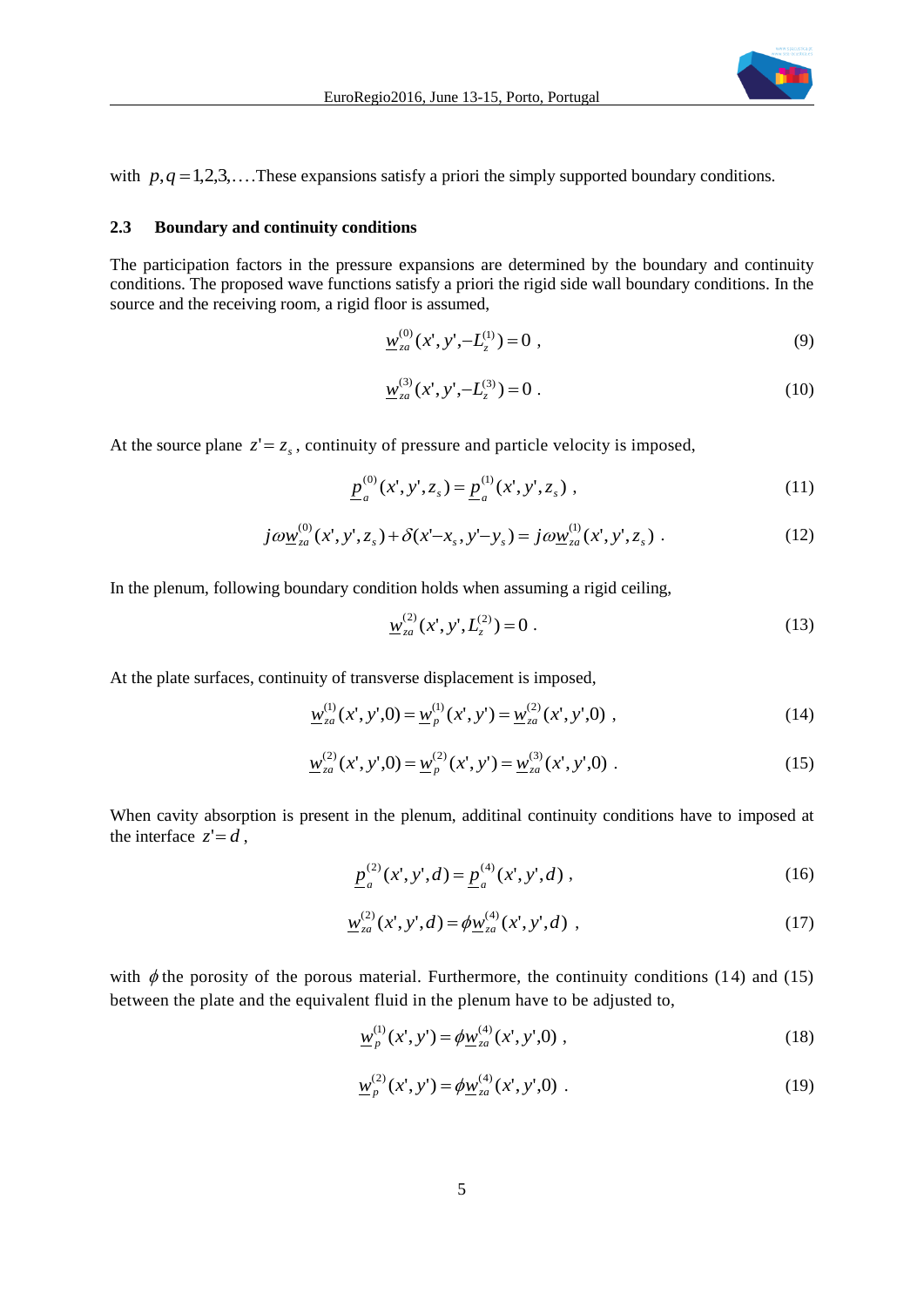with $p, q = 1,2,3,\ldots$. These expansions satisfy a priori the simply supported boundary conditions.

### 2.3 Boundary and continuity conditions

The participation factors in the pressure expansions are determined by the boundary and continuity conditions. The proposed wave functions satisfy a priori the rigid side wall boundary conditions. In the source and the receiving room, a rigid floor is assumed,

$$\underline{w}_{za}^{(0)}(x', y', -L_z^{(1)}) = 0 \ , \tag{9}$$

$$\underline{w}_{za}^{(3)}(x', y', -L_z^{(3)}) = 0 \ . \tag{10}$$

At the source plane $z' = z_s$, continuity of pressure and particle velocity is imposed,

$$\underline{p}_a^{(0)}(x', y', z_s) = \underline{p}_a^{(1)}(x', y', z_s) \ , \tag{11}$$

$$j\omega \underline{w}_{za}^{(0)}(x', y', z_s) + \delta(x' - x_s, y' - y_s) = j\omega \underline{w}_{za}^{(1)}(x', y', z_s) \ . \tag{12}$$

In the plenum, following boundary condition holds when assuming a rigid ceiling,

$$\underline{w}_{za}^{(2)}(x', y', L_z^{(2)}) = 0 \ . \tag{13}$$

At the plate surfaces, continuity of transverse displacement is imposed,

$$\underline{w}_{za}^{(1)}(x', y', 0) = \underline{w}_p^{(1)}(x', y') = \underline{w}_{za}^{(2)}(x', y', 0) \ , \tag{14}$$

$$\underline{w}_{za}^{(2)}(x', y', 0) = \underline{w}_p^{(2)}(x', y') = \underline{w}_{za}^{(3)}(x', y', 0) \ . \tag{15}$$

When cavity absorption is present in the plenum, additinal continuity conditions have to imposed at the interface $z' = d$,

$$\underline{p}_a^{(2)}(x', y', d) = \underline{p}_a^{(4)}(x', y', d) \ , \tag{16}$$

$$\underline{w}_{za}^{(2)}(x', y', d) = \phi \underline{w}_{za}^{(4)}(x', y', d) \ , \tag{17}$$

with $\phi$ the porosity of the porous material. Furthermore, the continuity conditions (14) and (15) between the plate and the equivalent fluid in the plenum have to be adjusted to,

$$\underline{w}_p^{(1)}(x', y') = \phi \underline{w}_{za}^{(4)}(x', y', 0) \ , \tag{18}$$

$$\underline{w}_p^{(2)}(x', y') = \phi \underline{w}_{za}^{(4)}(x', y', 0) \ . \tag{19}$$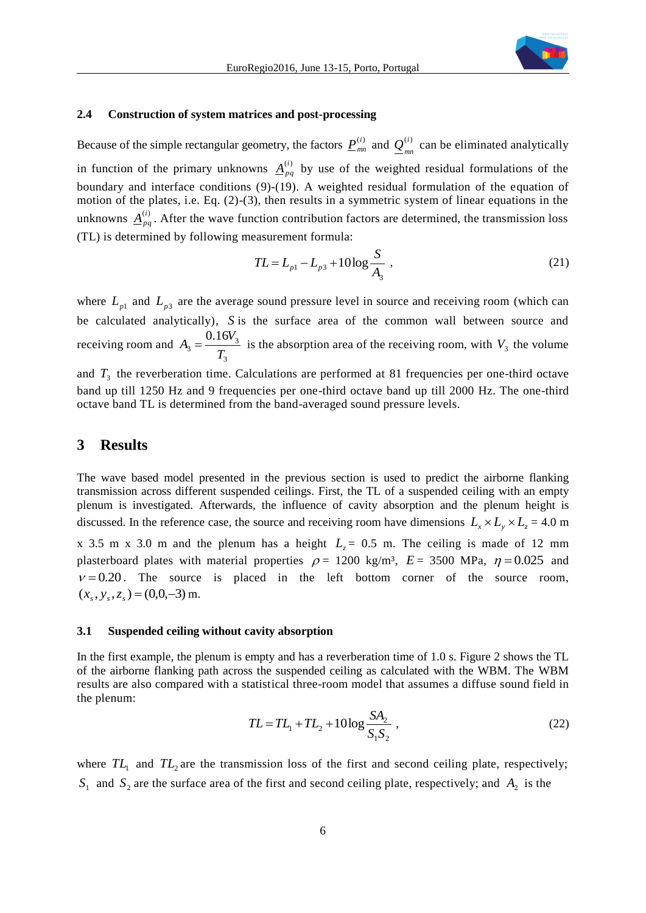### 2.4 Construction of system matrices and post-processing

Because of the simple rectangular geometry, the factors $\underline{P}_{mn}^{(i)}$ and $\underline{Q}_{mn}^{(i)}$ can be eliminated analytically in function of the primary unknowns $\underline{A}_{pq}^{(i)}$ by use of the weighted residual formulations of the boundary and interface conditions (9)-(19). A weighted residual formulation of the equation of motion of the plates, i.e. Eq. (2)-(3), then results in a symmetric system of linear equations in the unknowns $\underline{A}_{pq}^{(i)}$. After the wave function contribution factors are determined, the transmission loss (TL) is determined by following measurement formula:

$$TL = L_{p1} - L_{p3} + 10\log\frac{S}{A_3} \ , \tag{21}$$

where $L_{p1}$ and $L_{p3}$ are the average sound pressure level in source and receiving room (which can be calculated analytically), $S$ is the surface area of the common wall between source and receiving room and $A_3 = \frac{0.16V_3}{T_3}$ is the absorption area of the receiving room, with $V_3$ the volume and $T_3$ the reverberation time. Calculations are performed at 81 frequencies per one-third octave band up till 1250 Hz and 9 frequencies per one-third octave band up till 2000 Hz. The one-third octave band TL is determined from the band-averaged sound pressure levels.

## 3 Results

The wave based model presented in the previous section is used to predict the airborne flanking transmission across different suspended ceilings. First, the TL of a suspended ceiling with an empty plenum is investigated. Afterwards, the influence of cavity absorption and the plenum height is discussed. In the reference case, the source and receiving room have dimensions $L_x \times L_y \times L_z$ = 4.0 m x 3.5 m x 3.0 m and the plenum has a height $L_z$ = 0.5 m. The ceiling is made of 12 mm plasterboard plates with material properties $\rho$ = 1200 kg/m³, $E$ = 3500 MPa, $\eta = 0.025$ and $\nu = 0.20$. The source is placed in the left bottom corner of the source room, $(x_s, y_s, z_s) = (0{,}0{,}-3)$ m.

### 3.1 Suspended ceiling without cavity absorption

In the first example, the plenum is empty and has a reverberation time of 1.0 s. Figure 2 shows the TL of the airborne flanking path across the suspended ceiling as calculated with the WBM. The WBM results are also compared with a statistical three-room model that assumes a diffuse sound field in the plenum:

$$TL = TL_1 + TL_2 + 10\log\frac{SA_2}{S_1 S_2} \ , \tag{22}$$

where $TL_1$ and $TL_2$ are the transmission loss of the first and second ceiling plate, respectively; $S_1$ and $S_2$ are the surface area of the first and second ceiling plate, respectively; and $A_2$ is the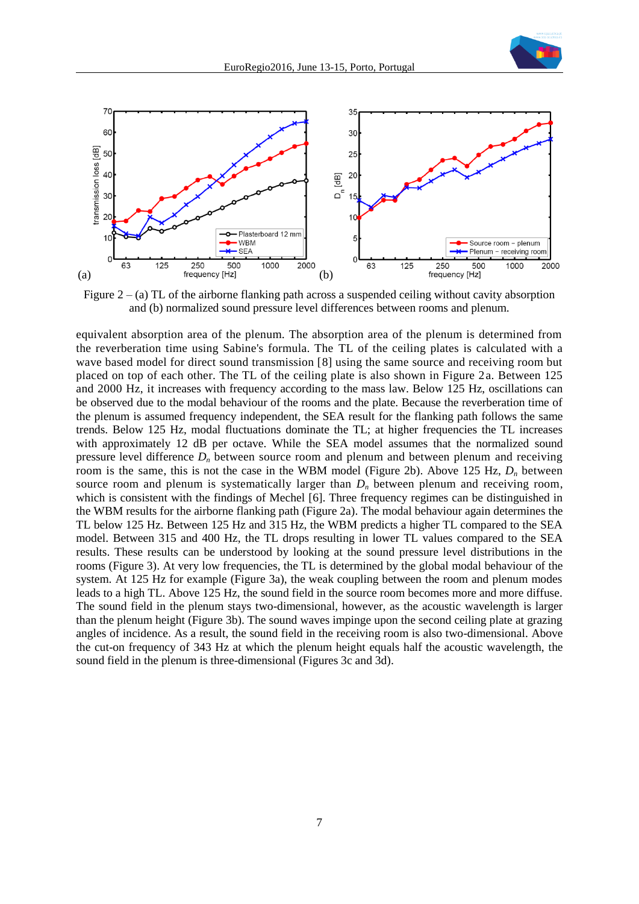Figure 2 – (a) TL of the airborne flanking path across a suspended ceiling without cavity absorption and (b) normalized sound pressure level differences between rooms and plenum.

equivalent absorption area of the plenum. The absorption area of the plenum is determined from the reverberation time using Sabine's formula. The TL of the ceiling plates is calculated with a wave based model for direct sound transmission [8] using the same source and receiving room but placed on top of each other. The TL of the ceiling plate is also shown in Figure 2a. Between 125 and 2000 Hz, it increases with frequency according to the mass law. Below 125 Hz, oscillations can be observed due to the modal behaviour of the rooms and the plate. Because the reverberation time of the plenum is assumed frequency independent, the SEA result for the flanking path follows the same trends. Below 125 Hz, modal fluctuations dominate the TL; at higher frequencies the TL increases with approximately 12 dB per octave. While the SEA model assumes that the normalized sound pressure level difference $D_n$ between source room and plenum and between plenum and receiving room is the same, this is not the case in the WBM model (Figure 2b). Above 125 Hz, $D_n$ between source room and plenum is systematically larger than $D_n$ between plenum and receiving room, which is consistent with the findings of Mechel [6]. Three frequency regimes can be distinguished in the WBM results for the airborne flanking path (Figure 2a). The modal behaviour again determines the TL below 125 Hz. Between 125 Hz and 315 Hz, the WBM predicts a higher TL compared to the SEA model. Between 315 and 400 Hz, the TL drops resulting in lower TL values compared to the SEA results. These results can be understood by looking at the sound pressure level distributions in the rooms (Figure 3). At very low frequencies, the TL is determined by the global modal behaviour of the system. At 125 Hz for example (Figure 3a), the weak coupling between the room and plenum modes leads to a high TL. Above 125 Hz, the sound field in the source room becomes more and more diffuse. The sound field in the plenum stays two-dimensional, however, as the acoustic wavelength is larger than the plenum height (Figure 3b). The sound waves impinge upon the second ceiling plate at grazing angles of incidence. As a result, the sound field in the receiving room is also two-dimensional. Above the cut-on frequency of 343 Hz at which the plenum height equals half the acoustic wavelength, the sound field in the plenum is three-dimensional (Figures 3c and 3d).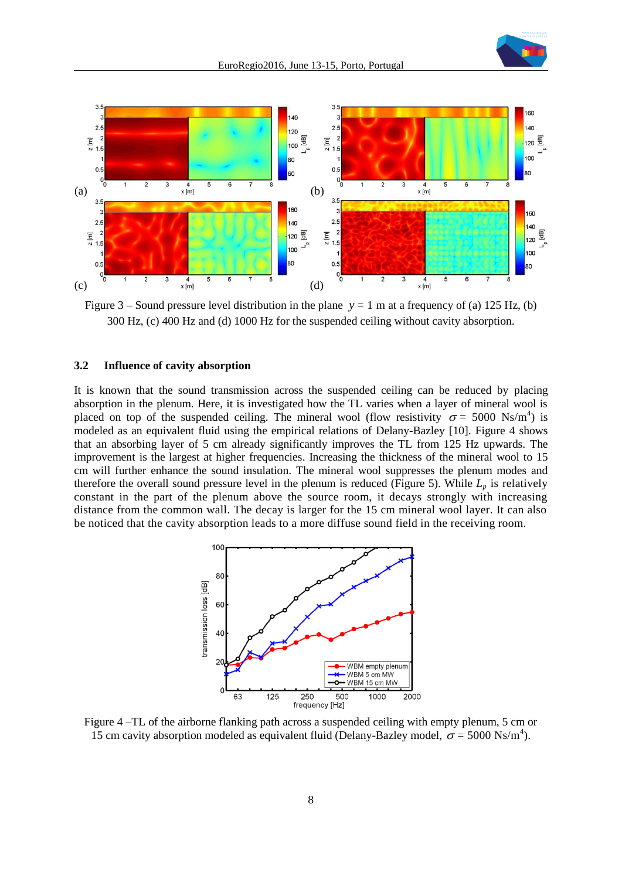Figure 3 – Sound pressure level distribution in the plane $y = 1$ m at a frequency of (a) 125 Hz, (b) 300 Hz, (c) 400 Hz and (d) 1000 Hz for the suspended ceiling without cavity absorption.

### 3.2 Influence of cavity absorption

It is known that the sound transmission across the suspended ceiling can be reduced by placing absorption in the plenum. Here, it is investigated how the TL varies when a layer of mineral wool is placed on top of the suspended ceiling. The mineral wool (flow resistivity $\sigma = 5000$ Ns/m$^4$) is modeled as an equivalent fluid using the empirical relations of Delany-Bazley [10]. Figure 4 shows that an absorbing layer of 5 cm already significantly improves the TL from 125 Hz upwards. The improvement is the largest at higher frequencies. Increasing the thickness of the mineral wool to 15 cm will further enhance the sound insulation. The mineral wool suppresses the plenum modes and therefore the overall sound pressure level in the plenum is reduced (Figure 5). While $L_p$ is relatively constant in the part of the plenum above the source room, it decays strongly with increasing distance from the common wall. The decay is larger for the 15 cm mineral wool layer. It can also be noticed that the cavity absorption leads to a more diffuse sound field in the receiving room.

Figure 4 –TL of the airborne flanking path across a suspended ceiling with empty plenum, 5 cm or 15 cm cavity absorption modeled as equivalent fluid (Delany-Bazley model, $\sigma = 5000$ Ns/m$^4$).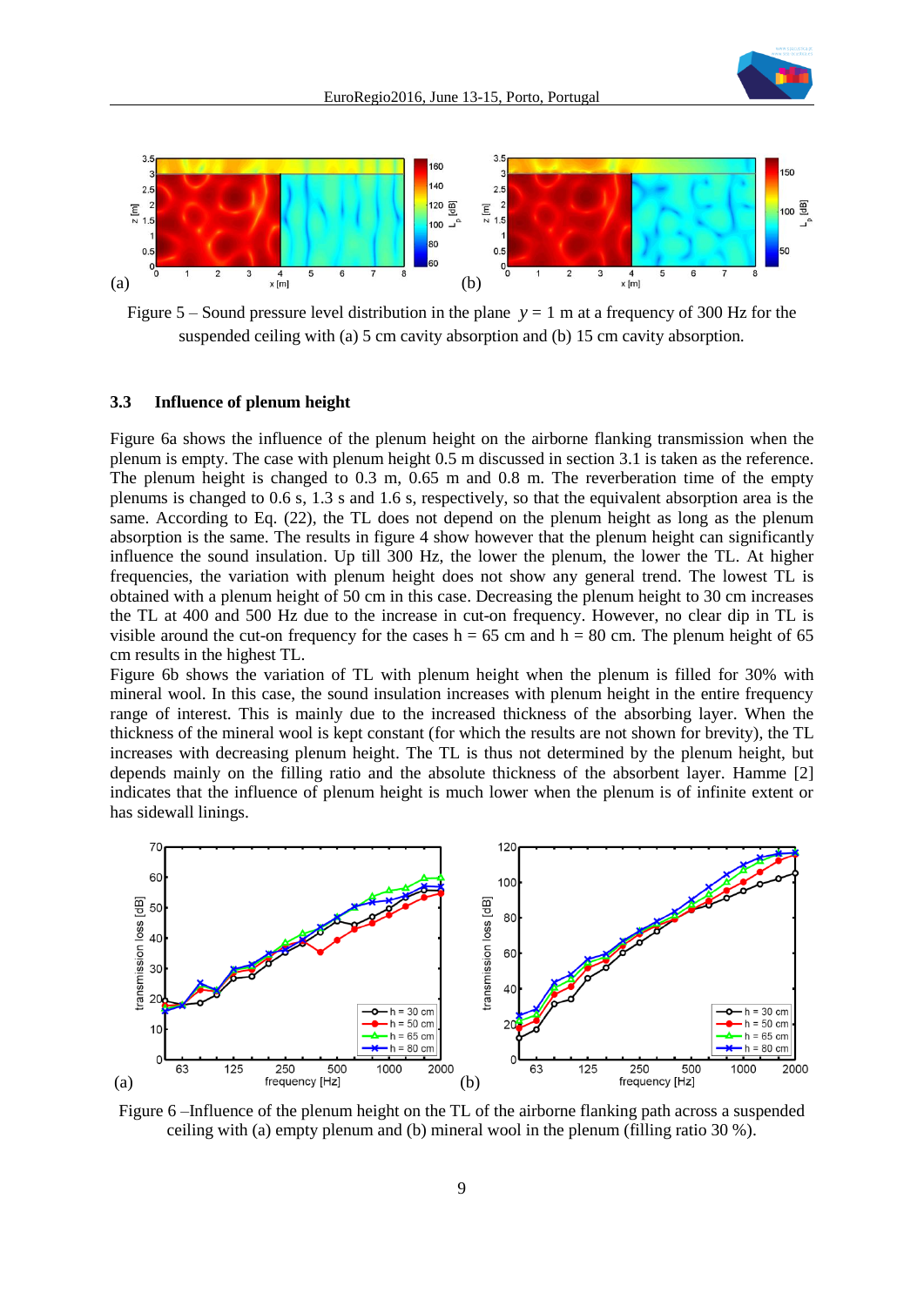Figure 5 – Sound pressure level distribution in the plane $y = 1$ m at a frequency of 300 Hz for the suspended ceiling with (a) 5 cm cavity absorption and (b) 15 cm cavity absorption.

### 3.3 Influence of plenum height

Figure 6a shows the influence of the plenum height on the airborne flanking transmission when the plenum is empty. The case with plenum height 0.5 m discussed in section 3.1 is taken as the reference. The plenum height is changed to 0.3 m, 0.65 m and 0.8 m. The reverberation time of the empty plenums is changed to 0.6 s, 1.3 s and 1.6 s, respectively, so that the equivalent absorption area is the same. According to Eq. (22), the TL does not depend on the plenum height as long as the plenum absorption is the same. The results in figure 4 show however that the plenum height can significantly influence the sound insulation. Up till 300 Hz, the lower the plenum, the lower the TL. At higher frequencies, the variation with plenum height does not show any general trend. The lowest TL is obtained with a plenum height of 50 cm in this case. Decreasing the plenum height to 30 cm increases the TL at 400 and 500 Hz due to the increase in cut-on frequency. However, no clear dip in TL is visible around the cut-on frequency for the cases h = 65 cm and h = 80 cm. The plenum height of 65 cm results in the highest TL.

Figure 6b shows the variation of TL with plenum height when the plenum is filled for 30% with mineral wool. In this case, the sound insulation increases with plenum height in the entire frequency range of interest. This is mainly due to the increased thickness of the absorbing layer. When the thickness of the mineral wool is kept constant (for which the results are not shown for brevity), the TL increases with decreasing plenum height. The TL is thus not determined by the plenum height, but depends mainly on the filling ratio and the absolute thickness of the absorbent layer. Hamme [2] indicates that the influence of plenum height is much lower when the plenum is of infinite extent or has sidewall linings.

Figure 6 –Influence of the plenum height on the TL of the airborne flanking path across a suspended ceiling with (a) empty plenum and (b) mineral wool in the plenum (filling ratio 30 %).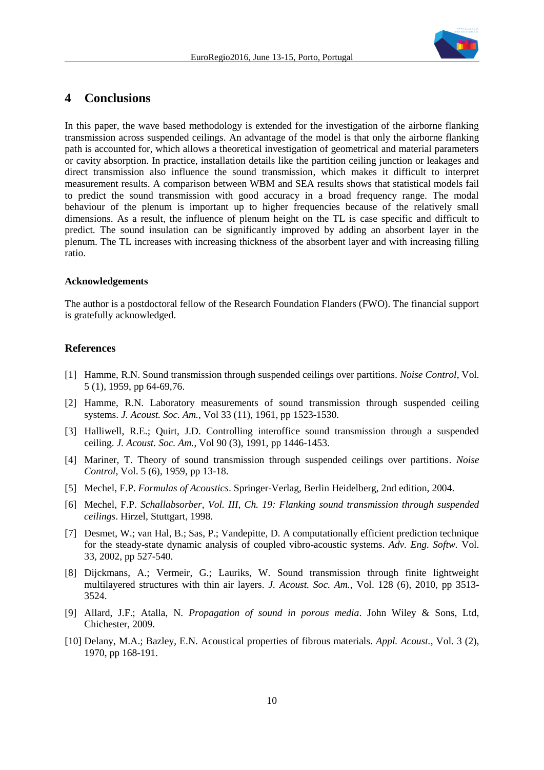## 4 Conclusions

In this paper, the wave based methodology is extended for the investigation of the airborne flanking transmission across suspended ceilings. An advantage of the model is that only the airborne flanking path is accounted for, which allows a theoretical investigation of geometrical and material parameters or cavity absorption. In practice, installation details like the partition ceiling junction or leakages and direct transmission also influence the sound transmission, which makes it difficult to interpret measurement results. A comparison between WBM and SEA results shows that statistical models fail to predict the sound transmission with good accuracy in a broad frequency range. The modal behaviour of the plenum is important up to higher frequencies because of the relatively small dimensions. As a result, the influence of plenum height on the TL is case specific and difficult to predict. The sound insulation can be significantly improved by adding an absorbent layer in the plenum. The TL increases with increasing thickness of the absorbent layer and with increasing filling ratio.

**Acknowledgements**

The author is a postdoctoral fellow of the Research Foundation Flanders (FWO). The financial support is gratefully acknowledged.

### References

[1] Hamme, R.N. Sound transmission through suspended ceilings over partitions. *Noise Control*, Vol. 5 (1), 1959, pp 64-69,76.

[2] Hamme, R.N. Laboratory measurements of sound transmission through suspended ceiling systems. *J. Acoust. Soc. Am.*, Vol 33 (11), 1961, pp 1523-1530.

[3] Halliwell, R.E.; Quirt, J.D. Controlling interoffice sound transmission through a suspended ceiling. *J. Acoust. Soc. Am.*, Vol 90 (3), 1991, pp 1446-1453.

[4] Mariner, T. Theory of sound transmission through suspended ceilings over partitions. *Noise Control*, Vol. 5 (6), 1959, pp 13-18.

[5] Mechel, F.P. *Formulas of Acoustics*. Springer-Verlag, Berlin Heidelberg, 2nd edition, 2004.

[6] Mechel, F.P. *Schallabsorber, Vol. III, Ch. 19: Flanking sound transmission through suspended ceilings*. Hirzel, Stuttgart, 1998.

[7] Desmet, W.; van Hal, B.; Sas, P.; Vandepitte, D. A computationally efficient prediction technique for the steady-state dynamic analysis of coupled vibro-acoustic systems. *Adv. Eng. Softw.* Vol. 33, 2002, pp 527-540.

[8] Dijckmans, A.; Vermeir, G.; Lauriks, W. Sound transmission through finite lightweight multilayered structures with thin air layers. *J. Acoust. Soc. Am.*, Vol. 128 (6), 2010, pp 3513-3524.

[9] Allard, J.F.; Atalla, N. *Propagation of sound in porous media*. John Wiley & Sons, Ltd, Chichester, 2009.

[10] Delany, M.A.; Bazley, E.N. Acoustical properties of fibrous materials. *Appl. Acoust.*, Vol. 3 (2), 1970, pp 168-191.